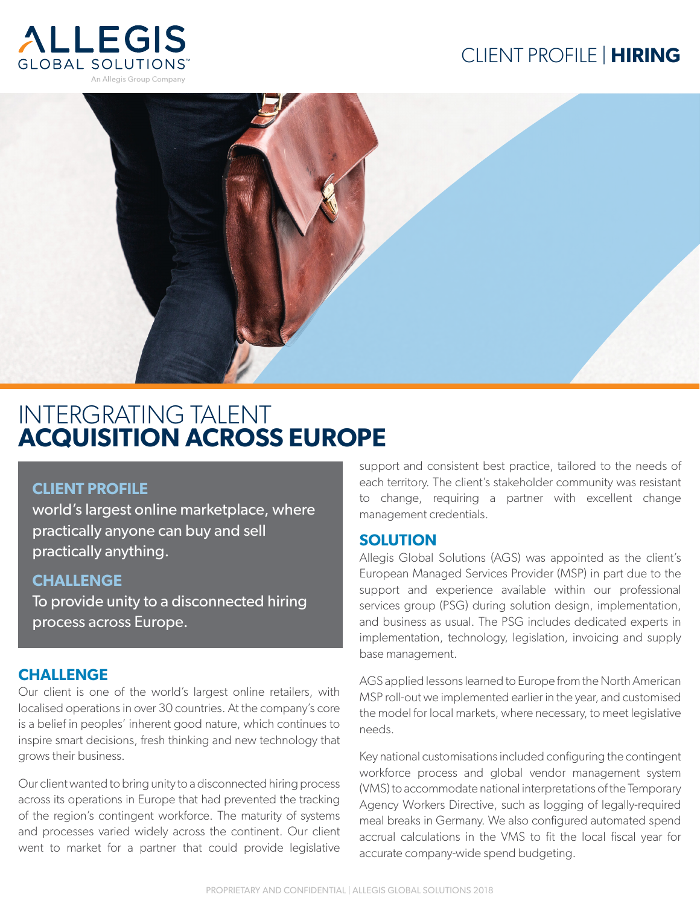ALLEGIS GLOBAL SOLUTIONS™

An Allegis Group Company

CLIENT PROFILE | **HIRING**

# INTERGRATING TALENT **ACQUISITION ACROSS EUROPE**

### CLIENT PROFILE

world's largest online marketplace, where practically anyone can buy and sell practically anything.

### CHALLENGE

To provide unity to a disconnected hiring process across Europe.

## CHALLENGE

Our client is one of the world's largest online retailers, with localised operations in over 30 countries. At the company's core is a belief in peoples' inherent good nature, which continues to inspire smart decisions, fresh thinking and new technology that grows their business.

Our client wanted to bring unity to a disconnected hiring process across its operations in Europe that had prevented the tracking of the region's contingent workforce. The maturity of systems and processes varied widely across the continent. Our client went to market for a partner that could provide legislative support and consistent best practice, tailored to the needs of each territory. The client's stakeholder community was resistant to change, requiring a partner with excellent change management credentials.

## SOLUTION

Allegis Global Solutions (AGS) was appointed as the client's European Managed Services Provider (MSP) in part due to the support and experience available within our professional services group (PSG) during solution design, implementation, and business as usual. The PSG includes dedicated experts in implementation, technology, legislation, invoicing and supply base management.

AGS applied lessons learned to Europe from the North American MSP roll-out we implemented earlier in the year, and customised the model for local markets, where necessary, to meet legislative needs.

Key national customisations included configuring the contingent workforce process and global vendor management system (VMS) to accommodate national interpretations of the Temporary Agency Workers Directive, such as logging of legally-required meal breaks in Germany. We also configured automated spend accrual calculations in the VMS to fit the local fiscal year for accurate company-wide spend budgeting.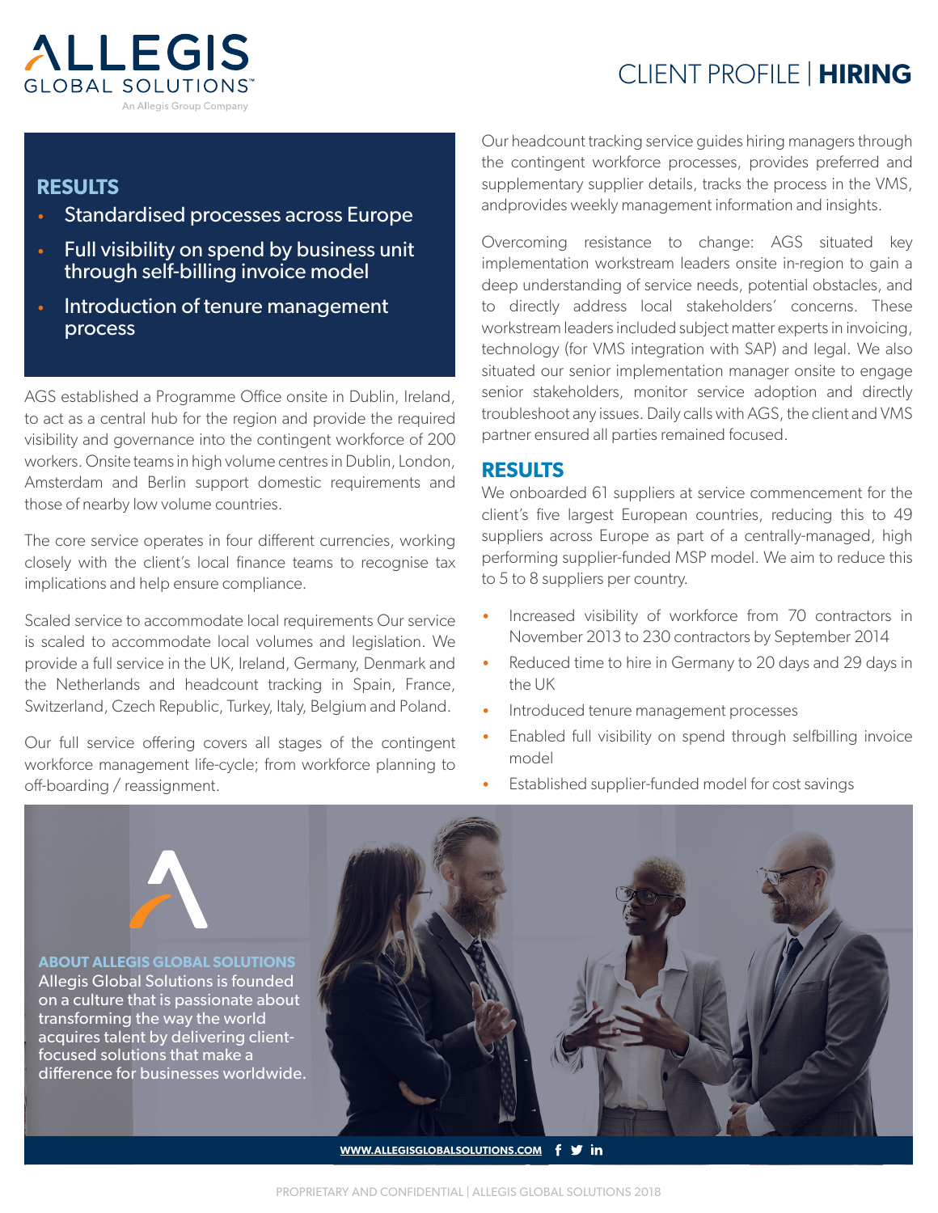ALLEGIS GLOBAL SOLUTIONS

An Allegis Group Company

CLIENT PROFILE | **HIRING**

## RESULTS

- Standardised processes across Europe
- Full visibility on spend by business unit through self-billing invoice model
- Introduction of tenure management process

AGS established a Programme Office onsite in Dublin, Ireland, to act as a central hub for the region and provide the required visibility and governance into the contingent workforce of 200 workers. Onsite teams in high volume centres in Dublin, London, Amsterdam and Berlin support domestic requirements and those of nearby low volume countries.

The core service operates in four different currencies, working closely with the client's local finance teams to recognise tax implications and help ensure compliance.

Scaled service to accommodate local requirements Our service is scaled to accommodate local volumes and legislation. We provide a full service in the UK, Ireland, Germany, Denmark and the Netherlands and headcount tracking in Spain, France, Switzerland, Czech Republic, Turkey, Italy, Belgium and Poland.

Our full service offering covers all stages of the contingent workforce management life-cycle; from workforce planning to off-boarding / reassignment.

Our headcount tracking service guides hiring managers through the contingent workforce processes, provides preferred and supplementary supplier details, tracks the process in the VMS, andprovides weekly management information and insights.

Overcoming resistance to change: AGS situated key implementation workstream leaders onsite in-region to gain a deep understanding of service needs, potential obstacles, and to directly address local stakeholders' concerns. These workstream leaders included subject matter experts in invoicing, technology (for VMS integration with SAP) and legal. We also situated our senior implementation manager onsite to engage senior stakeholders, monitor service adoption and directly troubleshoot any issues. Daily calls with AGS, the client and VMS partner ensured all parties remained focused.

## RESULTS

We onboarded 61 suppliers at service commencement for the client's five largest European countries, reducing this to 49 suppliers across Europe as part of a centrally-managed, high performing supplier-funded MSP model. We aim to reduce this to 5 to 8 suppliers per country.

- Increased visibility of workforce from 70 contractors in November 2013 to 230 contractors by September 2014
- Reduced time to hire in Germany to 20 days and 29 days in the UK
- Introduced tenure management processes
- Enabled full visibility on spend through selfbilling invoice model
- Established supplier-funded model for cost savings

**ABOUT ALLEGIS GLOBAL SOLUTIONS**

Allegis Global Solutions is founded on a culture that is passionate about transforming the way the world acquires talent by delivering client-focused solutions that make a difference for businesses worldwide.

WWW.ALLEGISGLOBALSOLUTIONS.COM

PROPRIETARY AND CONFIDENTIAL | ALLEGIS GLOBAL SOLUTIONS 2018